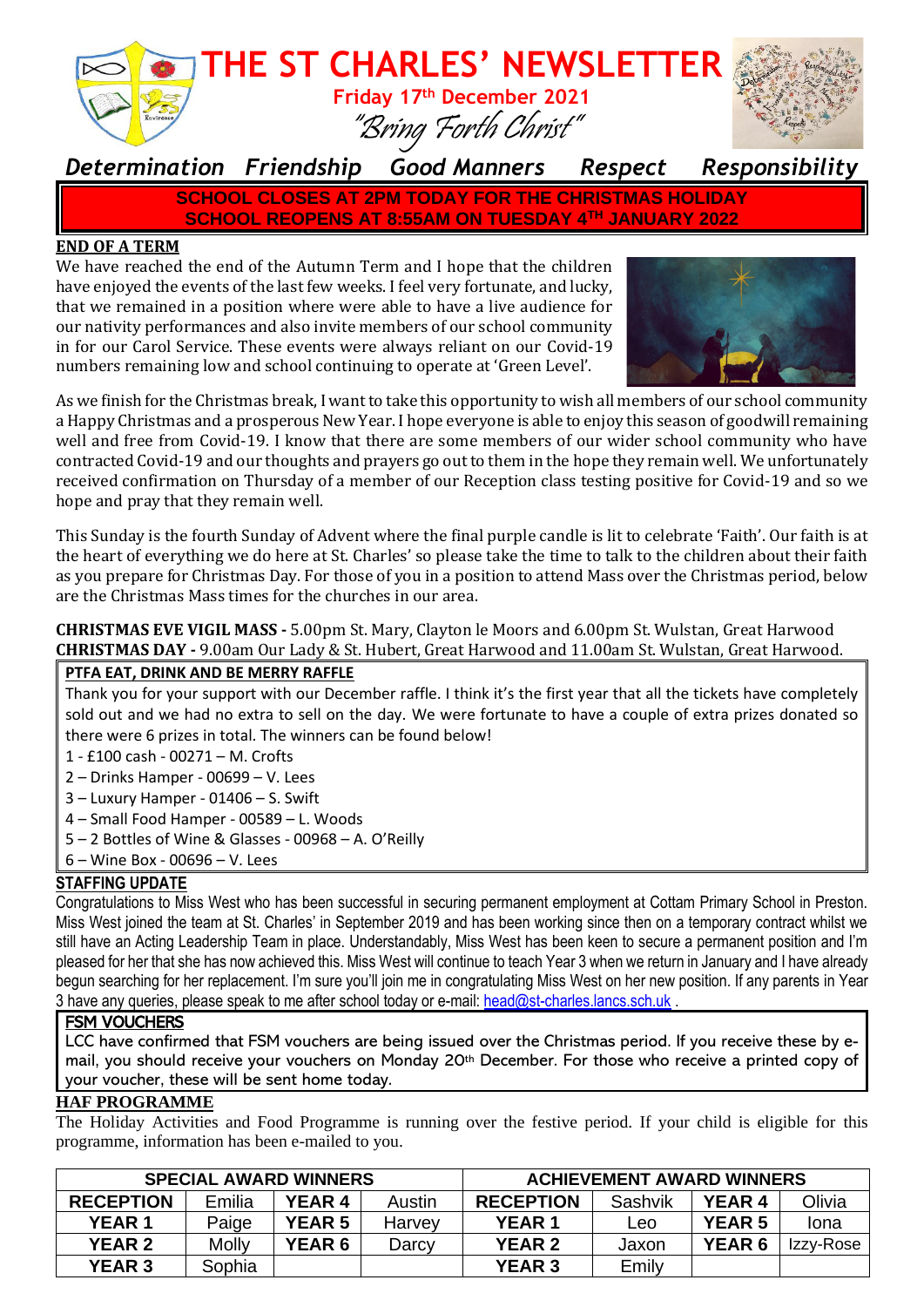# THE ST CHARLES' NEWSLETTER

**Friday 17th December 2021**

*"Bring Forth Christ"*

***Determination Friendship Good Manners Respect Responsibility***

**SCHOOL CLOSES AT 2PM TODAY FOR THE CHRISTMAS HOLIDAY**
**SCHOOL REOPENS AT 8:55AM ON TUESDAY 4TH JANUARY 2022**

## END OF A TERM

We have reached the end of the Autumn Term and I hope that the children have enjoyed the events of the last few weeks. I feel very fortunate, and lucky, that we remained in a position where were able to have a live audience for our nativity performances and also invite members of our school community in for our Carol Service. These events were always reliant on our Covid-19 numbers remaining low and school continuing to operate at 'Green Level'.

As we finish for the Christmas break, I want to take this opportunity to wish all members of our school community a Happy Christmas and a prosperous New Year. I hope everyone is able to enjoy this season of goodwill remaining well and free from Covid-19. I know that there are some members of our wider school community who have contracted Covid-19 and our thoughts and prayers go out to them in the hope they remain well. We unfortunately received confirmation on Thursday of a member of our Reception class testing positive for Covid-19 and so we hope and pray that they remain well.

This Sunday is the fourth Sunday of Advent where the final purple candle is lit to celebrate 'Faith'. Our faith is at the heart of everything we do here at St. Charles' so please take the time to talk to the children about their faith as you prepare for Christmas Day. For those of you in a position to attend Mass over the Christmas period, below are the Christmas Mass times for the churches in our area.

**CHRISTMAS EVE VIGIL MASS -** 5.00pm St. Mary, Clayton le Moors and 6.00pm St. Wulstan, Great Harwood
**CHRISTMAS DAY -** 9.00am Our Lady & St. Hubert, Great Harwood and 11.00am St. Wulstan, Great Harwood.

## PTFA EAT, DRINK AND BE MERRY RAFFLE

Thank you for your support with our December raffle. I think it's the first year that all the tickets have completely sold out and we had no extra to sell on the day. We were fortunate to have a couple of extra prizes donated so there were 6 prizes in total. The winners can be found below!

1 - £100 cash - 00271 – M. Crofts
2 – Drinks Hamper - 00699 – V. Lees
3 – Luxury Hamper - 01406 – S. Swift
4 – Small Food Hamper - 00589 – L. Woods
5 – 2 Bottles of Wine & Glasses - 00968 – A. O'Reilly
6 – Wine Box - 00696 – V. Lees

## STAFFING UPDATE

Congratulations to Miss West who has been successful in securing permanent employment at Cottam Primary School in Preston. Miss West joined the team at St. Charles' in September 2019 and has been working since then on a temporary contract whilst we still have an Acting Leadership Team in place. Understandably, Miss West has been keen to secure a permanent position and I'm pleased for her that she has now achieved this. Miss West will continue to teach Year 3 when we return in January and I have already begun searching for her replacement. I'm sure you'll join me in congratulating Miss West on her new position. If any parents in Year 3 have any queries, please speak to me after school today or e-mail: head@st-charles.lancs.sch.uk .

## FSM VOUCHERS

LCC have confirmed that FSM vouchers are being issued over the Christmas period. If you receive these by e-mail, you should receive your vouchers on Monday 20th December. For those who receive a printed copy of your voucher, these will be sent home today.

## HAF PROGRAMME

The Holiday Activities and Food Programme is running over the festive period. If your child is eligible for this programme, information has been e-mailed to you.

| SPECIAL AWARD WINNERS | | | | ACHIEVEMENT AWARD WINNERS | | | |
|---|---|---|---|---|---|---|---|
| **RECEPTION** | Emilia | **YEAR 4** | Austin | **RECEPTION** | Sashvik | **YEAR 4** | Olivia |
| **YEAR 1** | Paige | **YEAR 5** | Harvey | **YEAR 1** | Leo | **YEAR 5** | Iona |
| **YEAR 2** | Molly | **YEAR 6** | Darcy | **YEAR 2** | Jaxon | **YEAR 6** | Izzy-Rose |
| **YEAR 3** | Sophia | | | **YEAR 3** | Emily | | |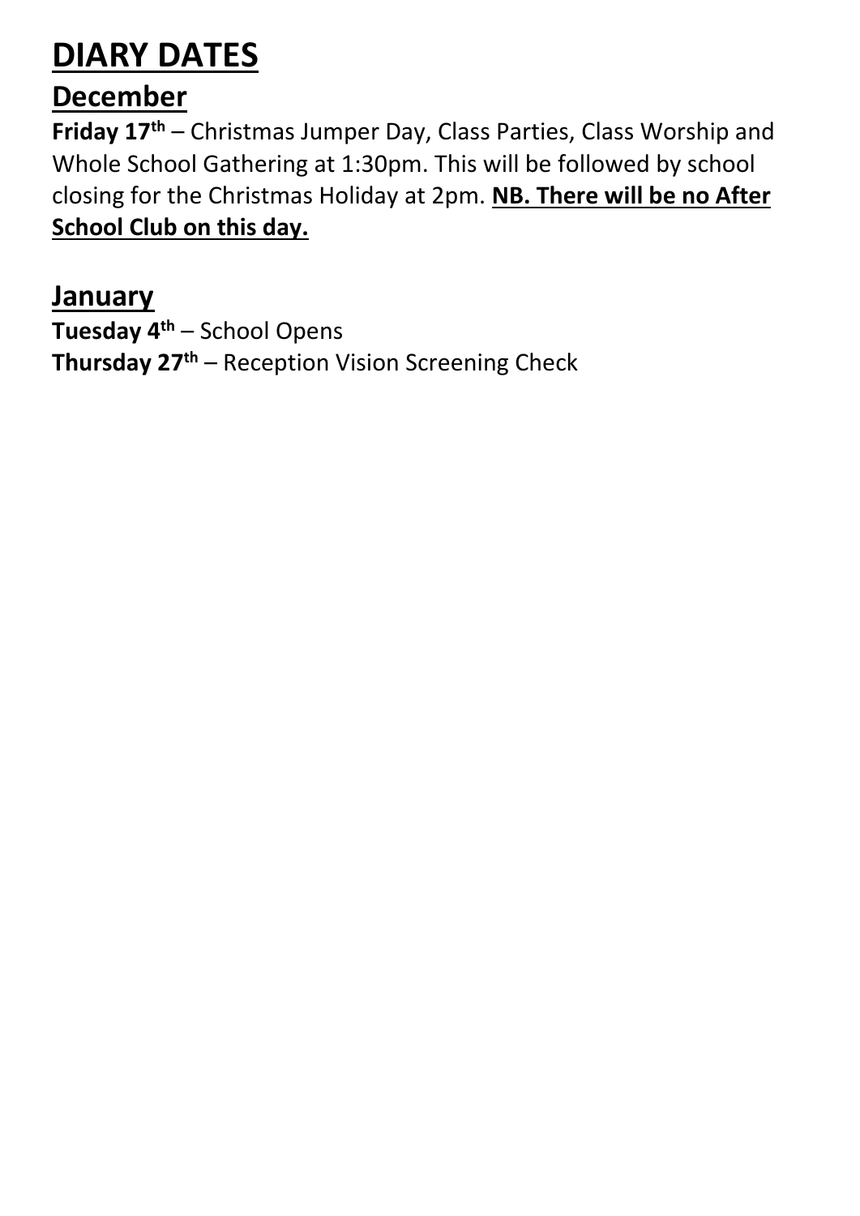# DIARY DATES

## December

**Friday 17th** – Christmas Jumper Day, Class Parties, Class Worship and Whole School Gathering at 1:30pm. This will be followed by school closing for the Christmas Holiday at 2pm. **NB. There will be no After School Club on this day.**

## January

**Tuesday 4th** – School Opens
**Thursday 27th** – Reception Vision Screening Check